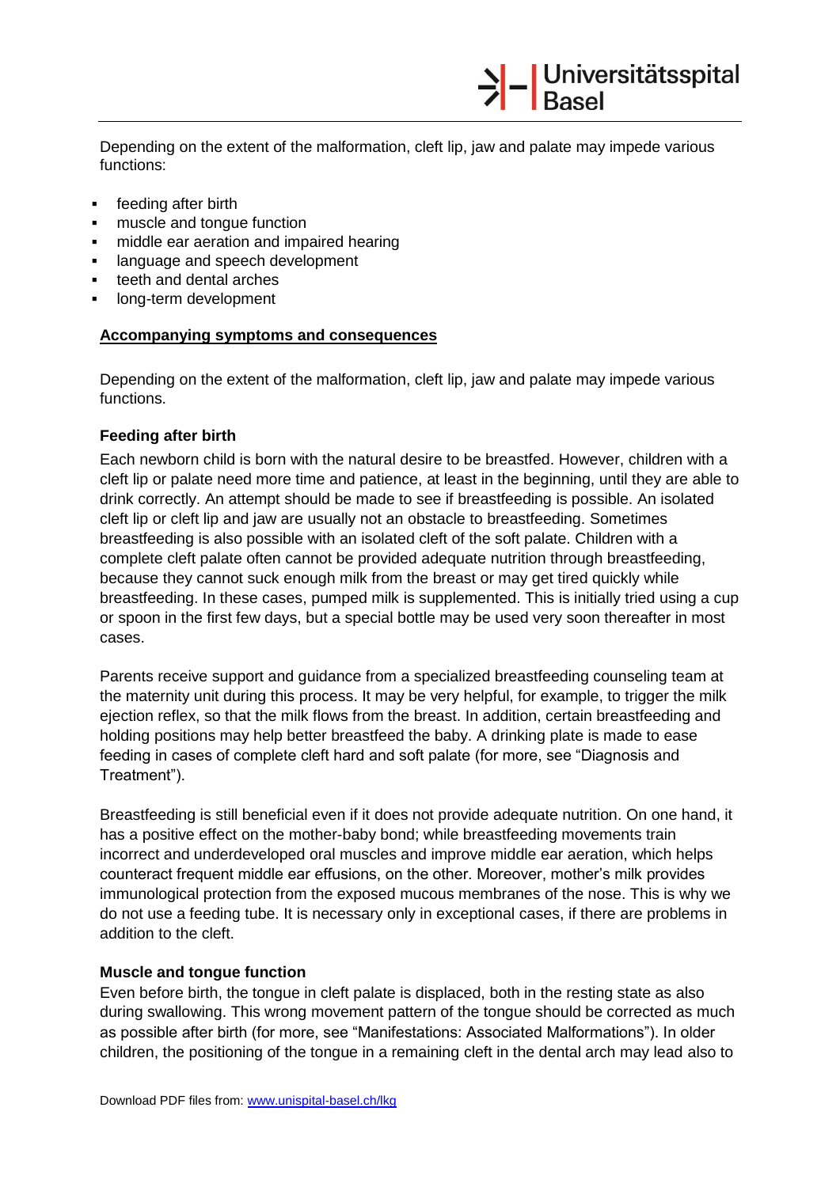Depending on the extent of the malformation, cleft lip, jaw and palate may impede various functions:

- feeding after birth
- muscle and tongue function
- middle ear aeration and impaired hearing
- language and speech development
- teeth and dental arches
- long-term development

## Accompanying symptoms and consequences

Depending on the extent of the malformation, cleft lip, jaw and palate may impede various functions.

### Feeding after birth

Each newborn child is born with the natural desire to be breastfed. However, children with a cleft lip or palate need more time and patience, at least in the beginning, until they are able to drink correctly. An attempt should be made to see if breastfeeding is possible. An isolated cleft lip or cleft lip and jaw are usually not an obstacle to breastfeeding. Sometimes breastfeeding is also possible with an isolated cleft of the soft palate. Children with a complete cleft palate often cannot be provided adequate nutrition through breastfeeding, because they cannot suck enough milk from the breast or may get tired quickly while breastfeeding. In these cases, pumped milk is supplemented. This is initially tried using a cup or spoon in the first few days, but a special bottle may be used very soon thereafter in most cases.

Parents receive support and guidance from a specialized breastfeeding counseling team at the maternity unit during this process. It may be very helpful, for example, to trigger the milk ejection reflex, so that the milk flows from the breast. In addition, certain breastfeeding and holding positions may help better breastfeed the baby. A drinking plate is made to ease feeding in cases of complete cleft hard and soft palate (for more, see “Diagnosis and Treatment”).

Breastfeeding is still beneficial even if it does not provide adequate nutrition. On one hand, it has a positive effect on the mother-baby bond; while breastfeeding movements train incorrect and underdeveloped oral muscles and improve middle ear aeration, which helps counteract frequent middle ear effusions, on the other. Moreover, mother’s milk provides immunological protection from the exposed mucous membranes of the nose. This is why we do not use a feeding tube. It is necessary only in exceptional cases, if there are problems in addition to the cleft.

### Muscle and tongue function

Even before birth, the tongue in cleft palate is displaced, both in the resting state as also during swallowing. This wrong movement pattern of the tongue should be corrected as much as possible after birth (for more, see “Manifestations: Associated Malformations”). In older children, the positioning of the tongue in a remaining cleft in the dental arch may lead also to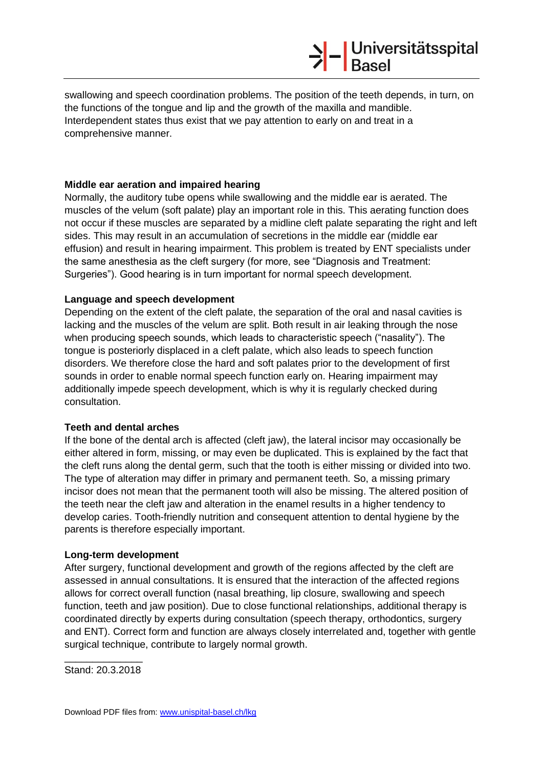swallowing and speech coordination problems. The position of the teeth depends, in turn, on the functions of the tongue and lip and the growth of the maxilla and mandible. Interdependent states thus exist that we pay attention to early on and treat in a comprehensive manner.

**Middle ear aeration and impaired hearing**

Normally, the auditory tube opens while swallowing and the middle ear is aerated. The muscles of the velum (soft palate) play an important role in this. This aerating function does not occur if these muscles are separated by a midline cleft palate separating the right and left sides. This may result in an accumulation of secretions in the middle ear (middle ear effusion) and result in hearing impairment. This problem is treated by ENT specialists under the same anesthesia as the cleft surgery (for more, see "Diagnosis and Treatment: Surgeries"). Good hearing is in turn important for normal speech development.

**Language and speech development**

Depending on the extent of the cleft palate, the separation of the oral and nasal cavities is lacking and the muscles of the velum are split. Both result in air leaking through the nose when producing speech sounds, which leads to characteristic speech ("nasality"). The tongue is posteriorly displaced in a cleft palate, which also leads to speech function disorders. We therefore close the hard and soft palates prior to the development of first sounds in order to enable normal speech function early on. Hearing impairment may additionally impede speech development, which is why it is regularly checked during consultation.

**Teeth and dental arches**

If the bone of the dental arch is affected (cleft jaw), the lateral incisor may occasionally be either altered in form, missing, or may even be duplicated. This is explained by the fact that the cleft runs along the dental germ, such that the tooth is either missing or divided into two. The type of alteration may differ in primary and permanent teeth. So, a missing primary incisor does not mean that the permanent tooth will also be missing. The altered position of the teeth near the cleft jaw and alteration in the enamel results in a higher tendency to develop caries. Tooth-friendly nutrition and consequent attention to dental hygiene by the parents is therefore especially important.

**Long-term development**

After surgery, functional development and growth of the regions affected by the cleft are assessed in annual consultations. It is ensured that the interaction of the affected regions allows for correct overall function (nasal breathing, lip closure, swallowing and speech function, teeth and jaw position). Due to close functional relationships, additional therapy is coordinated directly by experts during consultation (speech therapy, orthodontics, surgery and ENT). Correct form and function are always closely interrelated and, together with gentle surgical technique, contribute to largely normal growth.

Stand: 20.3.2018

Download PDF files from: www.unispital-basel.ch/lkg